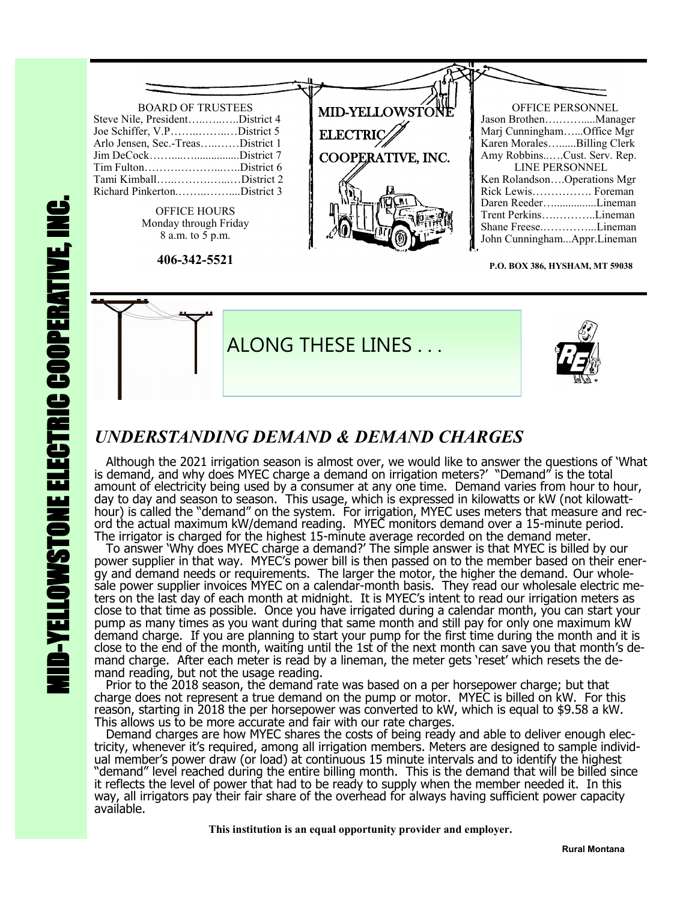# MID-YELLOWSTONE ELECTRIC COOPERATIVE, INC.

BOARD OF TRUSTEES

Steve Nile, President…..…..…..District 4
Joe Schiffer, V.P……..……..…District 5
Arlo Jensen, Sec.-Treas…..……District 1
Jim DeCock……....…...............District 7
Tim Fulton……….………...…..District 6
Tami Kimball…...……….…....…District 2
Richard Pinkerton.……...……....District 3

OFFICE HOURS
Monday through Friday
8 a.m. to 5 p.m.

**406-342-5521**

OFFICE PERSONNEL

Jason Brothen…….….....Manager
Marj Cunningham…...Office Mgr
Karen Morales…......Billing Clerk
Amy Robbins..….Cust. Serv. Rep.

LINE PERSONNEL

Ken Rolandson….Operations Mgr
Rick Lewis……………. Foreman
Daren Reeder…..............Lineman
Trent Perkins…..……...Lineman
Shane Freese..…………...Lineman
John Cunningham...Appr.Lineman

**P.O. BOX 386, HYSHAM, MT 59038**

## ALONG THESE LINES . . .

## *UNDERSTANDING DEMAND & DEMAND CHARGES*

Although the 2021 irrigation season is almost over, we would like to answer the questions of 'What is demand, and why does MYEC charge a demand on irrigation meters?' "Demand" is the total amount of electricity being used by a consumer at any one time. Demand varies from hour to hour, day to day and season to season. This usage, which is expressed in kilowatts or kW (not kilowatt-hour) is called the "demand" on the system. For irrigation, MYEC uses meters that measure and record the actual maximum kW/demand reading. MYEC monitors demand over a 15-minute period. The irrigator is charged for the highest 15-minute average recorded on the demand meter.

To answer 'Why does MYEC charge a demand?' The simple answer is that MYEC is billed by our power supplier in that way. MYEC's power bill is then passed on to the member based on their energy and demand needs or requirements. The larger the motor, the higher the demand. Our wholesale power supplier invoices MYEC on a calendar-month basis. They read our wholesale electric meters on the last day of each month at midnight. It is MYEC's intent to read our irrigation meters as close to that time as possible. Once you have irrigated during a calendar month, you can start your pump as many times as you want during that same month and still pay for only one maximum kW demand charge. If you are planning to start your pump for the first time during the month and it is close to the end of the month, waiting until the 1st of the next month can save you that month's demand charge. After each meter is read by a lineman, the meter gets 'reset' which resets the demand reading, but not the usage reading.

Prior to the 2018 season, the demand rate was based on a per horsepower charge; but that charge does not represent a true demand on the pump or motor. MYEC is billed on kW. For this reason, starting in 2018 the per horsepower was converted to kW, which is equal to $9.58 a kW. This allows us to be more accurate and fair with our rate charges.

Demand charges are how MYEC shares the costs of being ready and able to deliver enough electricity, whenever it's required, among all irrigation members. Meters are designed to sample individual member's power draw (or load) at continuous 15 minute intervals and to identify the highest "demand" level reached during the entire billing month. This is the demand that will be billed since it reflects the level of power that had to be ready to supply when the member needed it. In this way, all irrigators pay their fair share of the overhead for always having sufficient power capacity available.

**This institution is an equal opportunity provider and employer.**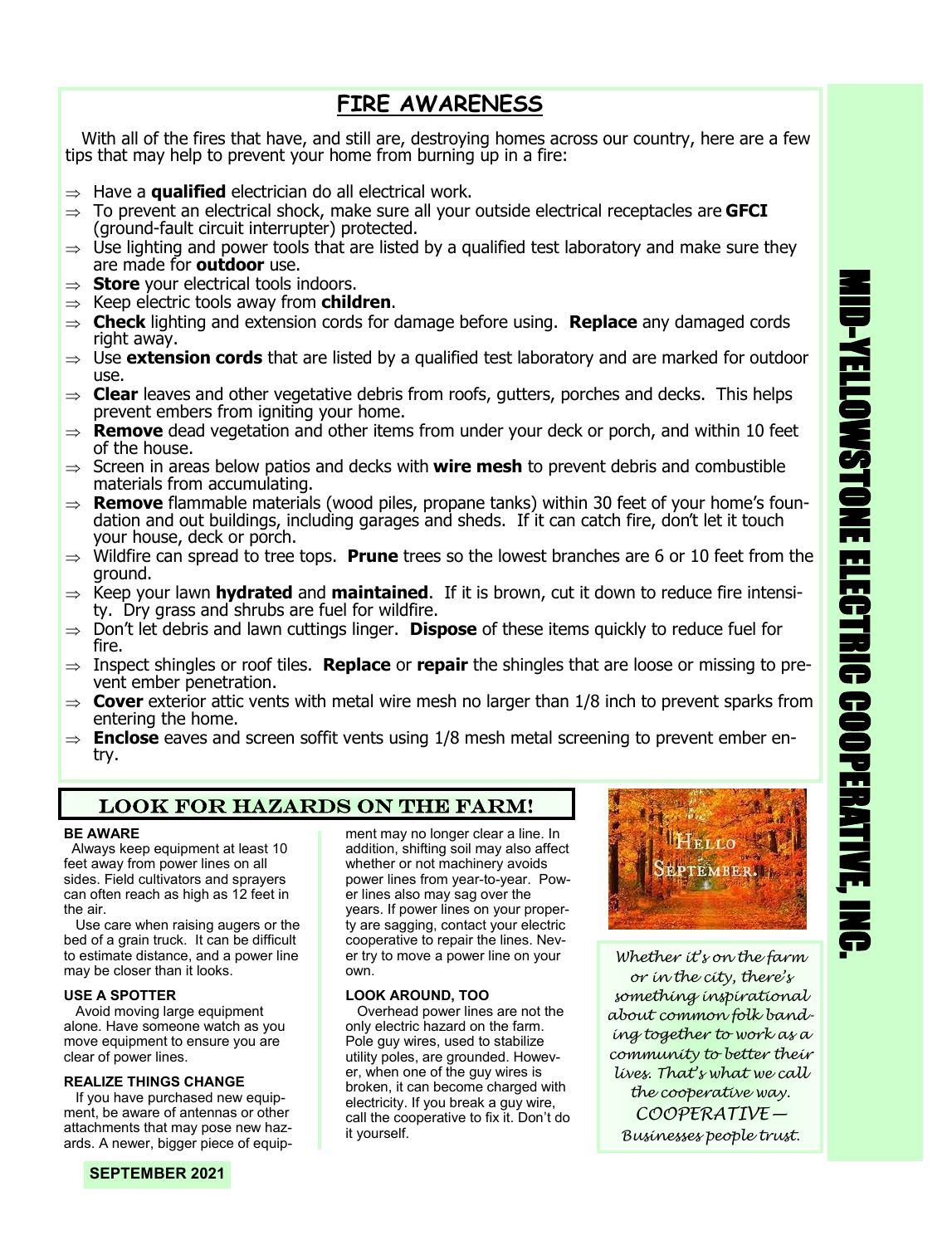## FIRE AWARENESS

With all of the fires that have, and still are, destroying homes across our country, here are a few tips that may help to prevent your home from burning up in a fire:

- Have a **qualified** electrician do all electrical work.
- To prevent an electrical shock, make sure all your outside electrical receptacles are **GFCI** (ground-fault circuit interrupter) protected.
- Use lighting and power tools that are listed by a qualified test laboratory and make sure they are made for **outdoor** use.
- **Store** your electrical tools indoors.
- Keep electric tools away from **children**.
- **Check** lighting and extension cords for damage before using. **Replace** any damaged cords right away.
- Use **extension cords** that are listed by a qualified test laboratory and are marked for outdoor use.
- **Clear** leaves and other vegetative debris from roofs, gutters, porches and decks. This helps prevent embers from igniting your home.
- **Remove** dead vegetation and other items from under your deck or porch, and within 10 feet of the house.
- Screen in areas below patios and decks with **wire mesh** to prevent debris and combustible materials from accumulating.
- **Remove** flammable materials (wood piles, propane tanks) within 30 feet of your home's foundation and out buildings, including garages and sheds. If it can catch fire, don't let it touch your house, deck or porch.
- Wildfire can spread to tree tops. **Prune** trees so the lowest branches are 6 or 10 feet from the ground.
- Keep your lawn **hydrated** and **maintained**. If it is brown, cut it down to reduce fire intensity. Dry grass and shrubs are fuel for wildfire.
- Don't let debris and lawn cuttings linger. **Dispose** of these items quickly to reduce fuel for fire.
- Inspect shingles or roof tiles. **Replace** or **repair** the shingles that are loose or missing to prevent ember penetration.
- **Cover** exterior attic vents with metal wire mesh no larger than 1/8 inch to prevent sparks from entering the home.
- **Enclose** eaves and screen soffit vents using 1/8 mesh metal screening to prevent ember entry.

## LOOK FOR HAZARDS ON THE FARM!

**BE AWARE**

Always keep equipment at least 10 feet away from power lines on all sides. Field cultivators and sprayers can often reach as high as 12 feet in the air.

Use care when raising augers or the bed of a grain truck. It can be difficult to estimate distance, and a power line may be closer than it looks.

**USE A SPOTTER**

Avoid moving large equipment alone. Have someone watch as you move equipment to ensure you are clear of power lines.

**REALIZE THINGS CHANGE**

If you have purchased new equipment, be aware of antennas or other attachments that may pose new hazards. A newer, bigger piece of equipment may no longer clear a line. In addition, shifting soil may also affect whether or not machinery avoids power lines from year-to-year. Power lines also may sag over the years. If power lines on your property are sagging, contact your electric cooperative to repair the lines. Never try to move a power line on your own.

**LOOK AROUND, TOO**

Overhead power lines are not the only electric hazard on the farm. Pole guy wires, used to stabilize utility poles, are grounded. However, when one of the guy wires is broken, it can become charged with electricity. If you break a guy wire, call the cooperative to fix it. Don't do it yourself.

Hello September.

*Whether it's on the farm or in the city, there's something inspirational about common folk banding together to work as a community to better their lives. That's what we call the cooperative way.*
*COOPERATIVE — Businesses people trust.*

MID-YELLOWSTONE ELECTRIC COOPERATIVE, INC.

SEPTEMBER 2021